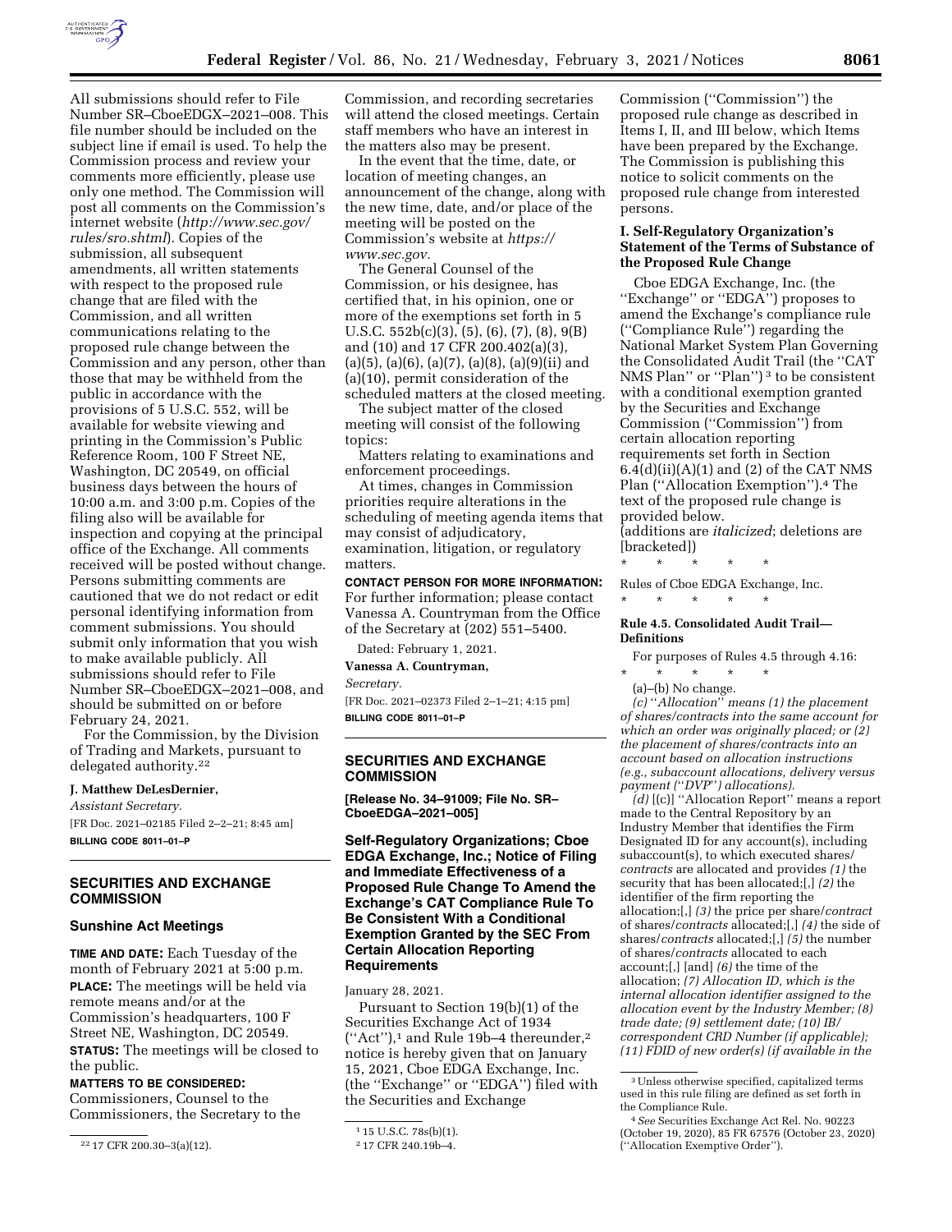All submissions should refer to File Number SR–CboeEDGX–2021–008. This file number should be included on the subject line if email is used. To help the Commission process and review your comments more efficiently, please use only one method. The Commission will post all comments on the Commission's internet website (*http://www.sec.gov/rules/sro.shtml*). Copies of the submission, all subsequent amendments, all written statements with respect to the proposed rule change that are filed with the Commission, and all written communications relating to the proposed rule change between the Commission and any person, other than those that may be withheld from the public in accordance with the provisions of 5 U.S.C. 552, will be available for website viewing and printing in the Commission's Public Reference Room, 100 F Street NE, Washington, DC 20549, on official business days between the hours of 10:00 a.m. and 3:00 p.m. Copies of the filing also will be available for inspection and copying at the principal office of the Exchange. All comments received will be posted without change. Persons submitting comments are cautioned that we do not redact or edit personal identifying information from comment submissions. You should submit only information that you wish to make available publicly. All submissions should refer to File Number SR–CboeEDGX–2021–008, and should be submitted on or before February 24, 2021.

For the Commission, by the Division of Trading and Markets, pursuant to delegated authority.[22]

**J. Matthew DeLesDernier,**

*Assistant Secretary.*

[FR Doc. 2021–02185 Filed 2–2–21; 8:45 am]

**BILLING CODE 8011–01–P**

---

## SECURITIES AND EXCHANGE COMMISSION

### Sunshine Act Meetings

**TIME AND DATE:** Each Tuesday of the month of February 2021 at 5:00 p.m.

**PLACE:** The meetings will be held via remote means and/or at the Commission's headquarters, 100 F Street NE, Washington, DC 20549.

**STATUS:** The meetings will be closed to the public.

**MATTERS TO BE CONSIDERED:** Commissioners, Counsel to the Commissioners, the Secretary to the Commission, and recording secretaries will attend the closed meetings. Certain staff members who have an interest in the matters also may be present.

In the event that the time, date, or location of meeting changes, an announcement of the change, along with the new time, date, and/or place of the meeting will be posted on the Commission's website at *https://www.sec.gov.*

The General Counsel of the Commission, or his designee, has certified that, in his opinion, one or more of the exemptions set forth in 5 U.S.C. 552b(c)(3), (5), (6), (7), (8), 9(B) and (10) and 17 CFR 200.402(a)(3), (a)(5), (a)(6), (a)(7), (a)(8), (a)(9)(ii) and (a)(10), permit consideration of the scheduled matters at the closed meeting.

The subject matter of the closed meeting will consist of the following topics:

Matters relating to examinations and enforcement proceedings.

At times, changes in Commission priorities require alterations in the scheduling of meeting agenda items that may consist of adjudicatory, examination, litigation, or regulatory matters.

**CONTACT PERSON FOR MORE INFORMATION:** For further information; please contact Vanessa A. Countryman from the Office of the Secretary at (202) 551–5400.

Dated: February 1, 2021.

**Vanessa A. Countryman,**

*Secretary.*

[FR Doc. 2021–02373 Filed 2–1–21; 4:15 pm]

**BILLING CODE 8011–01–P**

---

## SECURITIES AND EXCHANGE COMMISSION

**[Release No. 34–91009; File No. SR–CboeEDGA–2021–005]**

### Self-Regulatory Organizations; Cboe EDGA Exchange, Inc.; Notice of Filing and Immediate Effectiveness of a Proposed Rule Change To Amend the Exchange's CAT Compliance Rule To Be Consistent With a Conditional Exemption Granted by the SEC From Certain Allocation Reporting Requirements

January 28, 2021.

Pursuant to Section 19(b)(1) of the Securities Exchange Act of 1934 ("Act"),[1] and Rule 19b–4 thereunder,[2] notice is hereby given that on January 15, 2021, Cboe EDGA Exchange, Inc. (the "Exchange" or "EDGA") filed with the Securities and Exchange Commission ("Commission") the proposed rule change as described in Items I, II, and III below, which Items have been prepared by the Exchange. The Commission is publishing this notice to solicit comments on the proposed rule change from interested persons.

### I. Self-Regulatory Organization's Statement of the Terms of Substance of the Proposed Rule Change

Cboe EDGA Exchange, Inc. (the "Exchange" or "EDGA") proposes to amend the Exchange's compliance rule ("Compliance Rule") regarding the National Market System Plan Governing the Consolidated Audit Trail (the "CAT NMS Plan" or "Plan")[3] to be consistent with a conditional exemption granted by the Securities and Exchange Commission ("Commission") from certain allocation reporting requirements set forth in Section 6.4(d)(ii)(A)(1) and (2) of the CAT NMS Plan ("Allocation Exemption").[4] The text of the proposed rule change is provided below.

(additions are *italicized*; deletions are [bracketed])

\* \* \* \* \*

Rules of Cboe EDGA Exchange, Inc.

\* \* \* \* \*

**Rule 4.5. Consolidated Audit Trail—Definitions**

For purposes of Rules 4.5 through 4.16:

\* \* \* \* \*

(a)–(b) No change.

*(c) "Allocation" means (1) the placement of shares/contracts into the same account for which an order was originally placed; or (2) the placement of shares/contracts into an account based on allocation instructions (e.g., subaccount allocations, delivery versus payment ("DVP") allocations).*

*(d)* [(c)] "Allocation Report" means a report made to the Central Repository by an Industry Member that identifies the Firm Designated ID for any account(s), including subaccount(s), to which executed shares/*contracts* are allocated and provides *(1)* the security that has been allocated;[,] *(2)* the identifier of the firm reporting the allocation;[,] *(3)* the price per share/*contract* of shares/*contracts* allocated;[,] *(4)* the side of shares/*contracts* allocated;[,] *(5)* the number of shares/*contracts* allocated to each account;[,] [and] *(6)* the time of the allocation; *(7) Allocation ID, which is the internal allocation identifier assigned to the allocation event by the Industry Member; (8) trade date; (9) settlement date; (10) IB/correspondent CRD Number (if applicable); (11) FDID of new order(s) (if available in the*

---

[22] 17 CFR 200.30–3(a)(12).

[1] 15 U.S.C. 78s(b)(1).

[2] 17 CFR 240.19b–4.

[3] Unless otherwise specified, capitalized terms used in this rule filing are defined as set forth in the Compliance Rule.

[4] *See* Securities Exchange Act Rel. No. 90223 (October 19, 2020), 85 FR 67576 (October 23, 2020) ("Allocation Exemptive Order").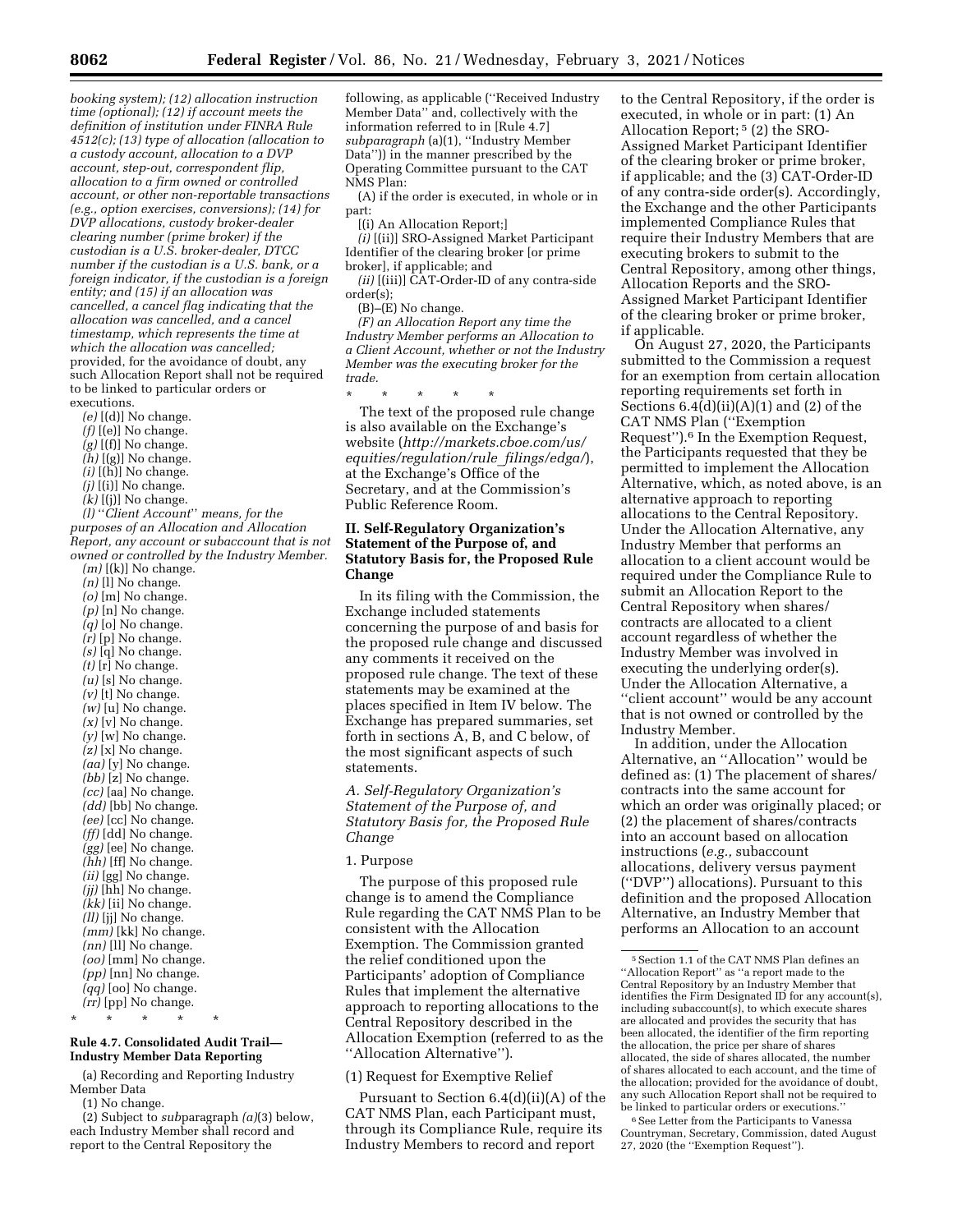*booking system); (12) allocation instruction time (optional); (12) if account meets the definition of institution under FINRA Rule 4512(c); (13) type of allocation (allocation to a custody account, allocation to a DVP account, step-out, correspondent flip, allocation to a firm owned or controlled account, or other non-reportable transactions (e.g., option exercises, conversions); (14) for DVP allocations, custody broker-dealer clearing number (prime broker) if the custodian is a U.S. broker-dealer, DTCC number if the custodian is a U.S. bank, or a foreign indicator, if the custodian is a foreign entity; and (15) if an allocation was cancelled, a cancel flag indicating that the allocation was cancelled, and a cancel timestamp, which represents the time at which the allocation was cancelled;* provided, for the avoidance of doubt, any such Allocation Report shall not be required to be linked to particular orders or executions.

*(e)* [(d)] No change.
*(f)* [(e)] No change.
*(g)* [(f)] No change.
*(h)* [(g)] No change.
*(i)* [(h)] No change.
*(j)* [(i)] No change.
*(k)* [(j)] No change.
*(l) ''Client Account'' means, for the purposes of an Allocation and Allocation Report, any account or subaccount that is not owned or controlled by the Industry Member.*
*(m)* [(k)] No change.
*(n)* [l] No change.
*(o)* [m] No change.
*(p)* [n] No change.
*(q)* [o] No change.
*(r)* [p] No change.
*(s)* [q] No change.
*(t)* [r] No change.
*(u)* [s] No change.
*(v)* [t] No change.
*(w)* [u] No change.
*(x)* [v] No change.
*(y)* [w] No change.
*(z)* [x] No change.
*(aa)* [y] No change.
*(bb)* [z] No change.
*(cc)* [aa] No change.
*(dd)* [bb] No change.
*(ee)* [cc] No change.
*(ff)* [dd] No change.
*(gg)* [ee] No change.
*(hh)* [ff] No change.
*(ii)* [gg] No change.
*(jj)* [hh] No change.
*(kk)* [ii] No change.
*(ll)* [jj] No change.
*(mm)* [kk] No change.
*(nn)* [ll] No change.
*(oo)* [mm] No change.
*(pp)* [nn] No change.
*(qq)* [oo] No change.
*(rr)* [pp] No change.

\* \* \* \* \*

**Rule 4.7. Consolidated Audit Trail—Industry Member Data Reporting**

(a) Recording and Reporting Industry Member Data

(1) No change.

(2) Subject to *sub*paragraph *(a)*(3) below, each Industry Member shall record and report to the Central Repository the following, as applicable (''Received Industry Member Data'' and, collectively with the information referred to in [Rule 4.7] *subparagraph* (a)(1), ''Industry Member Data'')) in the manner prescribed by the Operating Committee pursuant to the CAT NMS Plan:

(A) if the order is executed, in whole or in part:

[(i) An Allocation Report;]

*(i)* [(ii)] SRO-Assigned Market Participant Identifier of the clearing broker [or prime broker], if applicable; and

*(ii)* [(iii)] CAT-Order-ID of any contra-side order(s);

(B)–(E) No change.

*(F) an Allocation Report any time the Industry Member performs an Allocation to a Client Account, whether or not the Industry Member was the executing broker for the trade.*

\* \* \* \* \*

The text of the proposed rule change is also available on the Exchange's website (*http://markets.cboe.com/us/equities/regulation/rule_filings/edga/*), at the Exchange's Office of the Secretary, and at the Commission's Public Reference Room.

## II. Self-Regulatory Organization's Statement of the Purpose of, and Statutory Basis for, the Proposed Rule Change

In its filing with the Commission, the Exchange included statements concerning the purpose of and basis for the proposed rule change and discussed any comments it received on the proposed rule change. The text of these statements may be examined at the places specified in Item IV below. The Exchange has prepared summaries, set forth in sections A, B, and C below, of the most significant aspects of such statements.

### *A. Self-Regulatory Organization's Statement of the Purpose of, and Statutory Basis for, the Proposed Rule Change*

1. Purpose

The purpose of this proposed rule change is to amend the Compliance Rule regarding the CAT NMS Plan to be consistent with the Allocation Exemption. The Commission granted the relief conditioned upon the Participants' adoption of Compliance Rules that implement the alternative approach to reporting allocations to the Central Repository described in the Allocation Exemption (referred to as the ''Allocation Alternative'').

(1) Request for Exemptive Relief

Pursuant to Section 6.4(d)(ii)(A) of the CAT NMS Plan, each Participant must, through its Compliance Rule, require its Industry Members to record and report to the Central Repository, if the order is executed, in whole or in part: (1) An Allocation Report; [5] (2) the SRO-Assigned Market Participant Identifier of the clearing broker or prime broker, if applicable; and the (3) CAT-Order-ID of any contra-side order(s). Accordingly, the Exchange and the other Participants implemented Compliance Rules that require their Industry Members that are executing brokers to submit to the Central Repository, among other things, Allocation Reports and the SRO-Assigned Market Participant Identifier of the clearing broker or prime broker, if applicable.

On August 27, 2020, the Participants submitted to the Commission a request for an exemption from certain allocation reporting requirements set forth in Sections 6.4(d)(ii)(A)(1) and (2) of the CAT NMS Plan (''Exemption Request'').[6] In the Exemption Request, the Participants requested that they be permitted to implement the Allocation Alternative, which, as noted above, is an alternative approach to reporting allocations to the Central Repository. Under the Allocation Alternative, any Industry Member that performs an allocation to a client account would be required under the Compliance Rule to submit an Allocation Report to the Central Repository when shares/contracts are allocated to a client account regardless of whether the Industry Member was involved in executing the underlying order(s). Under the Allocation Alternative, a ''client account'' would be any account that is not owned or controlled by the Industry Member.

In addition, under the Allocation Alternative, an ''Allocation'' would be defined as: (1) The placement of shares/contracts into the same account for which an order was originally placed; or (2) the placement of shares/contracts into an account based on allocation instructions (*e.g.,* subaccount allocations, delivery versus payment (''DVP'') allocations). Pursuant to this definition and the proposed Allocation Alternative, an Industry Member that performs an Allocation to an account

[5] Section 1.1 of the CAT NMS Plan defines an ''Allocation Report'' as ''a report made to the Central Repository by an Industry Member that identifies the Firm Designated ID for any account(s), including subaccount(s), to which execute shares are allocated and provides the security that has been allocated, the identifier of the firm reporting the allocation, the price per share of shares allocated, the side of shares allocated, the number of shares allocated to each account, and the time of the allocation; provided for the avoidance of doubt, any such Allocation Report shall not be required to be linked to particular orders or executions.''

[6] See Letter from the Participants to Vanessa Countryman, Secretary, Commission, dated August 27, 2020 (the ''Exemption Request'').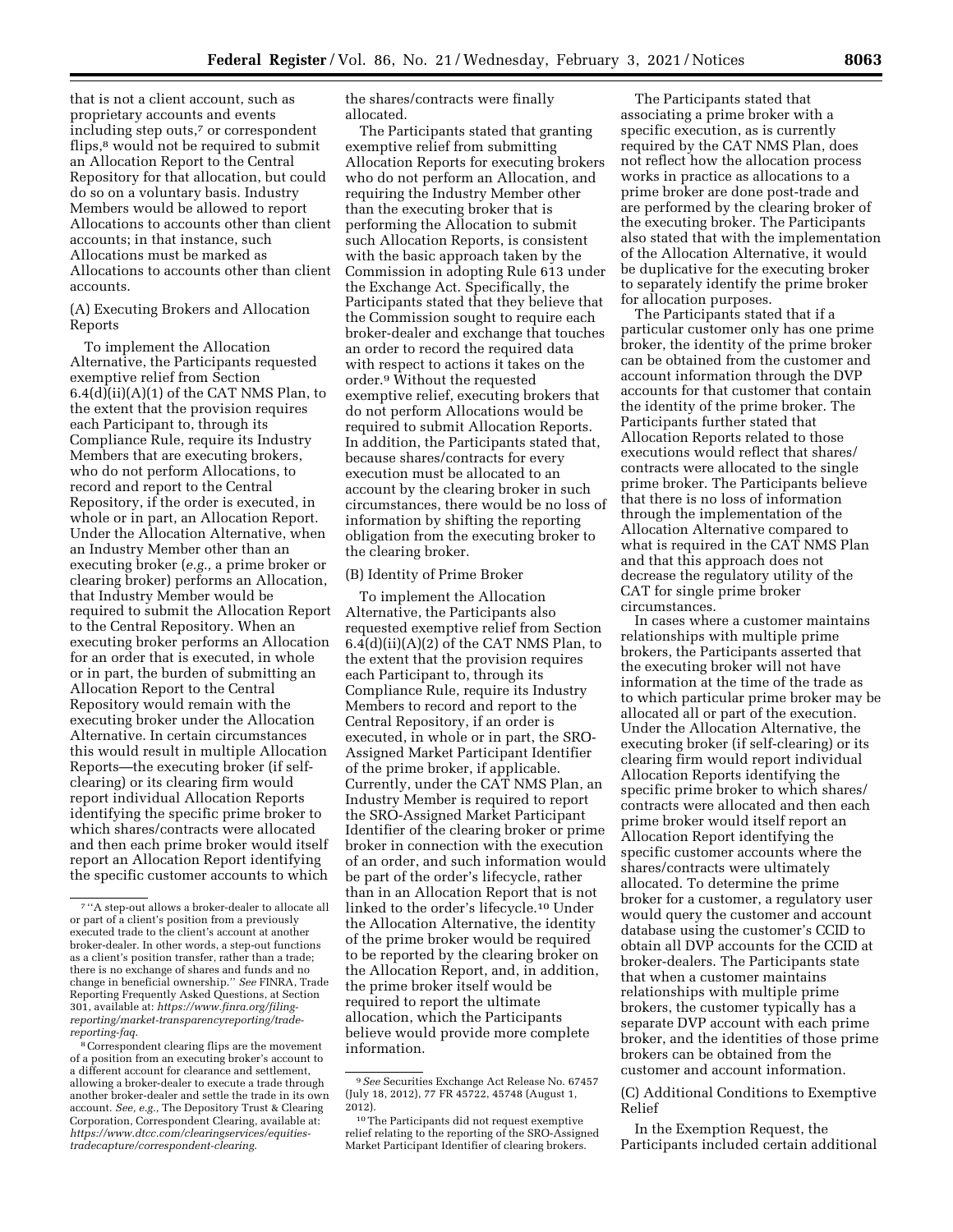that is not a client account, such as proprietary accounts and events including step outs,[7] or correspondent flips,[8] would not be required to submit an Allocation Report to the Central Repository for that allocation, but could do so on a voluntary basis. Industry Members would be allowed to report Allocations to accounts other than client accounts; in that instance, such Allocations must be marked as Allocations to accounts other than client accounts.

(A) Executing Brokers and Allocation Reports

To implement the Allocation Alternative, the Participants requested exemptive relief from Section 6.4(d)(ii)(A)(1) of the CAT NMS Plan, to the extent that the provision requires each Participant to, through its Compliance Rule, require its Industry Members that are executing brokers, who do not perform Allocations, to record and report to the Central Repository, if the order is executed, in whole or in part, an Allocation Report. Under the Allocation Alternative, when an Industry Member other than an executing broker (*e.g.,* a prime broker or clearing broker) performs an Allocation, that Industry Member would be required to submit the Allocation Report to the Central Repository. When an executing broker performs an Allocation for an order that is executed, in whole or in part, the burden of submitting an Allocation Report to the Central Repository would remain with the executing broker under the Allocation Alternative. In certain circumstances this would result in multiple Allocation Reports—the executing broker (if self-clearing) or its clearing firm would report individual Allocation Reports identifying the specific prime broker to which shares/contracts were allocated and then each prime broker would itself report an Allocation Report identifying the specific customer accounts to which the shares/contracts were finally allocated.

The Participants stated that granting exemptive relief from submitting Allocation Reports for executing brokers who do not perform an Allocation, and requiring the Industry Member other than the executing broker that is performing the Allocation to submit such Allocation Reports, is consistent with the basic approach taken by the Commission in adopting Rule 613 under the Exchange Act. Specifically, the Participants stated that they believe that the Commission sought to require each broker-dealer and exchange that touches an order to record the required data with respect to actions it takes on the order.[9] Without the requested exemptive relief, executing brokers that do not perform Allocations would be required to submit Allocation Reports. In addition, the Participants stated that, because shares/contracts for every execution must be allocated to an account by the clearing broker in such circumstances, there would be no loss of information by shifting the reporting obligation from the executing broker to the clearing broker.

(B) Identity of Prime Broker

To implement the Allocation Alternative, the Participants also requested exemptive relief from Section 6.4(d)(ii)(A)(2) of the CAT NMS Plan, to the extent that the provision requires each Participant to, through its Compliance Rule, require its Industry Members to record and report to the Central Repository, if an order is executed, in whole or in part, the SRO-Assigned Market Participant Identifier of the prime broker, if applicable. Currently, under the CAT NMS Plan, an Industry Member is required to report the SRO-Assigned Market Participant Identifier of the clearing broker or prime broker in connection with the execution of an order, and such information would be part of the order's lifecycle, rather than in an Allocation Report that is not linked to the order's lifecycle.[10] Under the Allocation Alternative, the identity of the prime broker would be required to be reported by the clearing broker on the Allocation Report, and, in addition, the prime broker itself would be required to report the ultimate allocation, which the Participants believe would provide more complete information.

The Participants stated that associating a prime broker with a specific execution, as is currently required by the CAT NMS Plan, does not reflect how the allocation process works in practice as allocations to a prime broker are done post-trade and are performed by the clearing broker of the executing broker. The Participants also stated that with the implementation of the Allocation Alternative, it would be duplicative for the executing broker to separately identify the prime broker for allocation purposes.

The Participants stated that if a particular customer only has one prime broker, the identity of the prime broker can be obtained from the customer and account information through the DVP accounts for that customer that contain the identity of the prime broker. The Participants further stated that Allocation Reports related to those executions would reflect that shares/contracts were allocated to the single prime broker. The Participants believe that there is no loss of information through the implementation of the Allocation Alternative compared to what is required in the CAT NMS Plan and that this approach does not decrease the regulatory utility of the CAT for single prime broker circumstances.

In cases where a customer maintains relationships with multiple prime brokers, the Participants asserted that the executing broker will not have information at the time of the trade as to which particular prime broker may be allocated all or part of the execution. Under the Allocation Alternative, the executing broker (if self-clearing) or its clearing firm would report individual Allocation Reports identifying the specific prime broker to which shares/contracts were allocated and then each prime broker would itself report an Allocation Report identifying the specific customer accounts where the shares/contracts were ultimately allocated. To determine the prime broker for a customer, a regulatory user would query the customer and account database using the customer's CCID to obtain all DVP accounts for the CCID at broker-dealers. The Participants state that when a customer maintains relationships with multiple prime brokers, the customer typically has a separate DVP account with each prime broker, and the identities of those prime brokers can be obtained from the customer and account information.

(C) Additional Conditions to Exemptive Relief

In the Exemption Request, the Participants included certain additional

---

[7] "A step-out allows a broker-dealer to allocate all or part of a client's position from a previously executed trade to the client's account at another broker-dealer. In other words, a step-out functions as a client's position transfer, rather than a trade; there is no exchange of shares and funds and no change in beneficial ownership." *See* FINRA, Trade Reporting Frequently Asked Questions, at Section 301, available at: *https://www.finra.org/filing-reporting/market-transparencyreporting/trade-reporting-faq.*

[8] Correspondent clearing flips are the movement of a position from an executing broker's account to a different account for clearance and settlement, allowing a broker-dealer to execute a trade through another broker-dealer and settle the trade in its own account. *See, e.g.,* The Depository Trust & Clearing Corporation, Correspondent Clearing, available at: *https://www.dtcc.com/clearingservices/equities-tradecapture/correspondent-clearing.*

[9] *See* Securities Exchange Act Release No. 67457 (July 18, 2012), 77 FR 45722, 45748 (August 1, 2012).

[10] The Participants did not request exemptive relief relating to the reporting of the SRO-Assigned Market Participant Identifier of clearing brokers.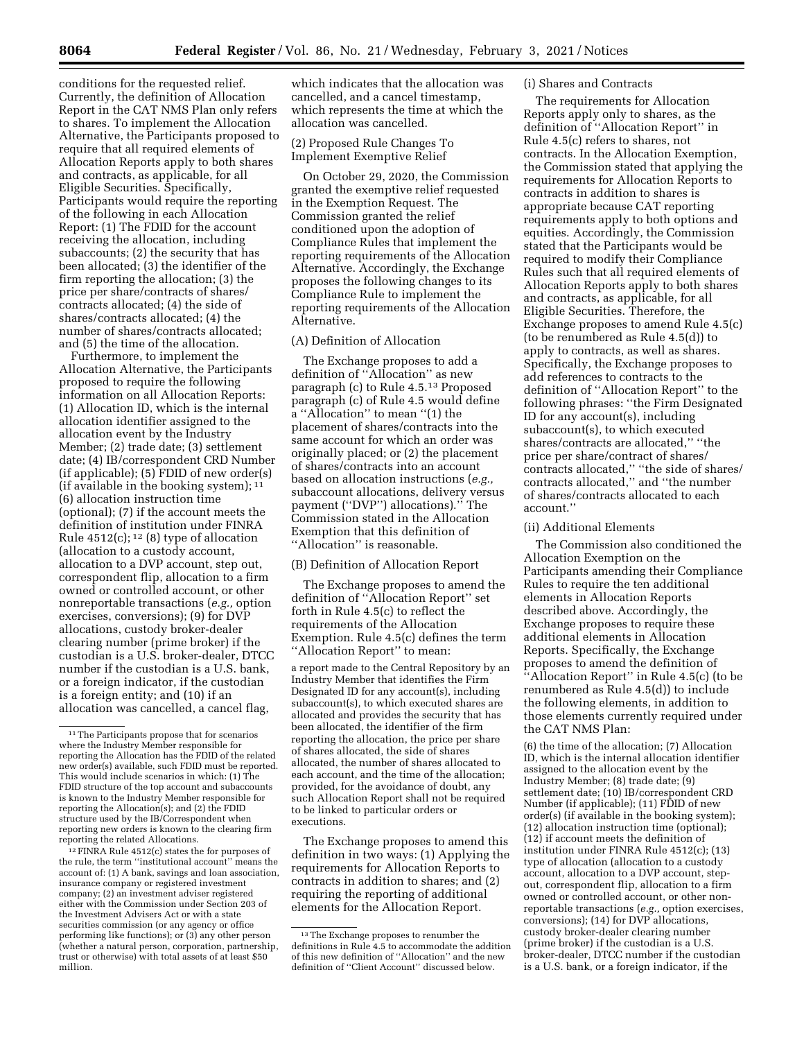conditions for the requested relief. Currently, the definition of Allocation Report in the CAT NMS Plan only refers to shares. To implement the Allocation Alternative, the Participants proposed to require that all required elements of Allocation Reports apply to both shares and contracts, as applicable, for all Eligible Securities. Specifically, Participants would require the reporting of the following in each Allocation Report: (1) The FDID for the account receiving the allocation, including subaccounts; (2) the security that has been allocated; (3) the identifier of the firm reporting the allocation; (3) the price per share/contracts of shares/contracts allocated; (4) the side of shares/contracts allocated; (4) the number of shares/contracts allocated; and (5) the time of the allocation.

Furthermore, to implement the Allocation Alternative, the Participants proposed to require the following information on all Allocation Reports: (1) Allocation ID, which is the internal allocation identifier assigned to the allocation event by the Industry Member; (2) trade date; (3) settlement date; (4) IB/correspondent CRD Number (if applicable); (5) FDID of new order(s) (if available in the booking system); [11] (6) allocation instruction time (optional); (7) if the account meets the definition of institution under FINRA Rule 4512(c); [12] (8) type of allocation (allocation to a custody account, allocation to a DVP account, step out, correspondent flip, allocation to a firm owned or controlled account, or other nonreportable transactions (*e.g.,* option exercises, conversions); (9) for DVP allocations, custody broker-dealer clearing number (prime broker) if the custodian is a U.S. broker-dealer, DTCC number if the custodian is a U.S. bank, or a foreign indicator, if the custodian is a foreign entity; and (10) if an allocation was cancelled, a cancel flag, which indicates that the allocation was cancelled, and a cancel timestamp, which represents the time at which the allocation was cancelled.

(2) Proposed Rule Changes To Implement Exemptive Relief

On October 29, 2020, the Commission granted the exemptive relief requested in the Exemption Request. The Commission granted the relief conditioned upon the adoption of Compliance Rules that implement the reporting requirements of the Allocation Alternative. Accordingly, the Exchange proposes the following changes to its Compliance Rule to implement the reporting requirements of the Allocation Alternative.

(A) Definition of Allocation

The Exchange proposes to add a definition of "Allocation" as new paragraph (c) to Rule 4.5.[13] Proposed paragraph (c) of Rule 4.5 would define a "Allocation" to mean "(1) the placement of shares/contracts into the same account for which an order was originally placed; or (2) the placement of shares/contracts into an account based on allocation instructions (*e.g.,* subaccount allocations, delivery versus payment ("DVP") allocations)." The Commission stated in the Allocation Exemption that this definition of "Allocation" is reasonable.

(B) Definition of Allocation Report

The Exchange proposes to amend the definition of "Allocation Report" set forth in Rule 4.5(c) to reflect the requirements of the Allocation Exemption. Rule 4.5(c) defines the term "Allocation Report" to mean:

> a report made to the Central Repository by an Industry Member that identifies the Firm Designated ID for any account(s), including subaccount(s), to which executed shares are allocated and provides the security that has been allocated, the identifier of the firm reporting the allocation, the price per share of shares allocated, the side of shares allocated, the number of shares allocated to each account, and the time of the allocation; provided, for the avoidance of doubt, any such Allocation Report shall not be required to be linked to particular orders or executions.

The Exchange proposes to amend this definition in two ways: (1) Applying the requirements for Allocation Reports to contracts in addition to shares; and (2) requiring the reporting of additional elements for the Allocation Report.

(i) Shares and Contracts

The requirements for Allocation Reports apply only to shares, as the definition of "Allocation Report" in Rule 4.5(c) refers to shares, not contracts. In the Allocation Exemption, the Commission stated that applying the requirements for Allocation Reports to contracts in addition to shares is appropriate because CAT reporting requirements apply to both options and equities. Accordingly, the Commission stated that the Participants would be required to modify their Compliance Rules such that all required elements of Allocation Reports apply to both shares and contracts, as applicable, for all Eligible Securities. Therefore, the Exchange proposes to amend Rule 4.5(c) (to be renumbered as Rule 4.5(d)) to apply to contracts, as well as shares. Specifically, the Exchange proposes to add references to contracts to the definition of "Allocation Report" to the following phrases: "the Firm Designated ID for any account(s), including subaccount(s), to which executed shares/contracts are allocated," "the price per share/contract of shares/contracts allocated," "the side of shares/contracts allocated," and "the number of shares/contracts allocated to each account."

(ii) Additional Elements

The Commission also conditioned the Allocation Exemption on the Participants amending their Compliance Rules to require the ten additional elements in Allocation Reports described above. Accordingly, the Exchange proposes to require these additional elements in Allocation Reports. Specifically, the Exchange proposes to amend the definition of "Allocation Report" in Rule 4.5(c) (to be renumbered as Rule 4.5(d)) to include the following elements, in addition to those elements currently required under the CAT NMS Plan:

> (6) the time of the allocation; (7) Allocation ID, which is the internal allocation identifier assigned to the allocation event by the Industry Member; (8) trade date; (9) settlement date; (10) IB/correspondent CRD Number (if applicable); (11) FDID of new order(s) (if available in the booking system); (12) allocation instruction time (optional); (12) if account meets the definition of institution under FINRA Rule 4512(c); (13) type of allocation (allocation to a custody account, allocation to a DVP account, step-out, correspondent flip, allocation to a firm owned or controlled account, or other non-reportable transactions (*e.g.,* option exercises, conversions); (14) for DVP allocations, custody broker-dealer clearing number (prime broker) if the custodian is a U.S. broker-dealer, DTCC number if the custodian is a U.S. bank, or a foreign indicator, if the

---

[11] The Participants propose that for scenarios where the Industry Member responsible for reporting the Allocation has the FDID of the related new order(s) available, such FDID must be reported. This would include scenarios in which: (1) The FDID structure of the top account and subaccounts is known to the Industry Member responsible for reporting the Allocation(s); and (2) the FDID structure used by the IB/Correspondent when reporting new orders is known to the clearing firm reporting the related Allocations.

[12] FINRA Rule 4512(c) states the for purposes of the rule, the term "institutional account" means the account of: (1) A bank, savings and loan association, insurance company or registered investment company; (2) an investment adviser registered either with the Commission under Section 203 of the Investment Advisers Act or with a state securities commission (or any agency or office performing like functions); or (3) any other person (whether a natural person, corporation, partnership, trust or otherwise) with total assets of at least $50 million.

[13] The Exchange proposes to renumber the definitions in Rule 4.5 to accommodate the addition of this new definition of "Allocation" and the new definition of "Client Account" discussed below.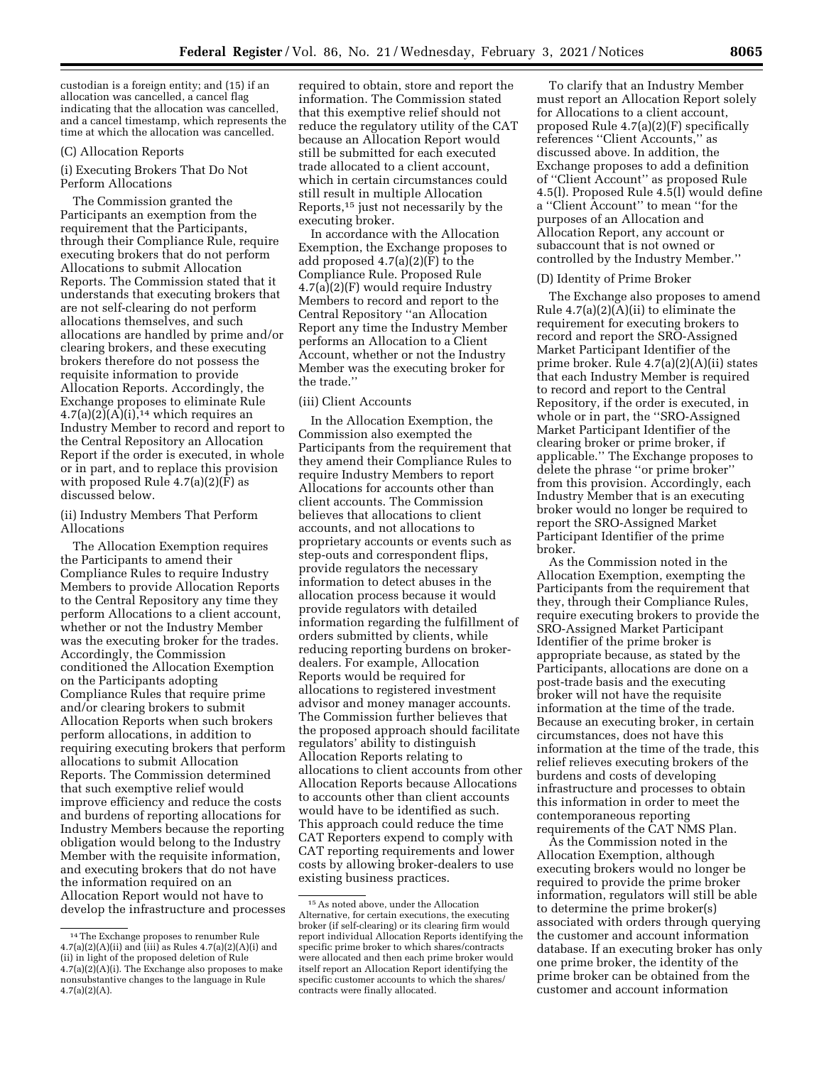custodian is a foreign entity; and (15) if an allocation was cancelled, a cancel flag indicating that the allocation was cancelled, and a cancel timestamp, which represents the time at which the allocation was cancelled.

(C) Allocation Reports

(i) Executing Brokers That Do Not Perform Allocations

The Commission granted the Participants an exemption from the requirement that the Participants, through their Compliance Rule, require executing brokers that do not perform Allocations to submit Allocation Reports. The Commission stated that it understands that executing brokers that are not self-clearing do not perform allocations themselves, and such allocations are handled by prime and/or clearing brokers, and these executing brokers therefore do not possess the requisite information to provide Allocation Reports. Accordingly, the Exchange proposes to eliminate Rule 4.7(a)(2)(A)(i),[14] which requires an Industry Member to record and report to the Central Repository an Allocation Report if the order is executed, in whole or in part, and to replace this provision with proposed Rule 4.7(a)(2)(F) as discussed below.

(ii) Industry Members That Perform Allocations

The Allocation Exemption requires the Participants to amend their Compliance Rules to require Industry Members to provide Allocation Reports to the Central Repository any time they perform Allocations to a client account, whether or not the Industry Member was the executing broker for the trades. Accordingly, the Commission conditioned the Allocation Exemption on the Participants adopting Compliance Rules that require prime and/or clearing brokers to submit Allocation Reports when such brokers perform allocations, in addition to requiring executing brokers that perform allocations to submit Allocation Reports. The Commission determined that such exemptive relief would improve efficiency and reduce the costs and burdens of reporting allocations for Industry Members because the reporting obligation would belong to the Industry Member with the requisite information, and executing brokers that do not have the information required on an Allocation Report would not have to develop the infrastructure and processes required to obtain, store and report the information. The Commission stated that this exemptive relief should not reduce the regulatory utility of the CAT because an Allocation Report would still be submitted for each executed trade allocated to a client account, which in certain circumstances could still result in multiple Allocation Reports,[15] just not necessarily by the executing broker.

In accordance with the Allocation Exemption, the Exchange proposes to add proposed 4.7(a)(2)(F) to the Compliance Rule. Proposed Rule 4.7(a)(2)(F) would require Industry Members to record and report to the Central Repository "an Allocation Report any time the Industry Member performs an Allocation to a Client Account, whether or not the Industry Member was the executing broker for the trade."

(iii) Client Accounts

In the Allocation Exemption, the Commission also exempted the Participants from the requirement that they amend their Compliance Rules to require Industry Members to report Allocations for accounts other than client accounts. The Commission believes that allocations to client accounts, and not allocations to proprietary accounts or events such as step-outs and correspondent flips, provide regulators the necessary information to detect abuses in the allocation process because it would provide regulators with detailed information regarding the fulfillment of orders submitted by clients, while reducing reporting burdens on broker-dealers. For example, Allocation Reports would be required for allocations to registered investment advisor and money manager accounts. The Commission further believes that the proposed approach should facilitate regulators' ability to distinguish Allocation Reports relating to allocations to client accounts from other Allocation Reports because Allocations to accounts other than client accounts would have to be identified as such. This approach could reduce the time CAT Reporters expend to comply with CAT reporting requirements and lower costs by allowing broker-dealers to use existing business practices.

To clarify that an Industry Member must report an Allocation Report solely for Allocations to a client account, proposed Rule 4.7(a)(2)(F) specifically references "Client Accounts," as discussed above. In addition, the Exchange proposes to add a definition of "Client Account" as proposed Rule 4.5(l). Proposed Rule 4.5(l) would define a "Client Account" to mean "for the purposes of an Allocation and Allocation Report, any account or subaccount that is not owned or controlled by the Industry Member."

(D) Identity of Prime Broker

The Exchange also proposes to amend Rule 4.7(a)(2)(A)(ii) to eliminate the requirement for executing brokers to record and report the SRO-Assigned Market Participant Identifier of the prime broker. Rule 4.7(a)(2)(A)(ii) states that each Industry Member is required to record and report to the Central Repository, if the order is executed, in whole or in part, the "SRO-Assigned Market Participant Identifier of the clearing broker or prime broker, if applicable." The Exchange proposes to delete the phrase "or prime broker" from this provision. Accordingly, each Industry Member that is an executing broker would no longer be required to report the SRO-Assigned Market Participant Identifier of the prime broker.

As the Commission noted in the Allocation Exemption, exempting the Participants from the requirement that they, through their Compliance Rules, require executing brokers to provide the SRO-Assigned Market Participant Identifier of the prime broker is appropriate because, as stated by the Participants, allocations are done on a post-trade basis and the executing broker will not have the requisite information at the time of the trade. Because an executing broker, in certain circumstances, does not have this information at the time of the trade, this relief relieves executing brokers of the burdens and costs of developing infrastructure and processes to obtain this information in order to meet the contemporaneous reporting requirements of the CAT NMS Plan.

As the Commission noted in the Allocation Exemption, although executing brokers would no longer be required to provide the prime broker information, regulators will still be able to determine the prime broker(s) associated with orders through querying the customer and account information database. If an executing broker has only one prime broker, the identity of the prime broker can be obtained from the customer and account information

[14] The Exchange proposes to renumber Rule 4.7(a)(2)(A)(ii) and (iii) as Rules 4.7(a)(2)(A)(i) and (ii) in light of the proposed deletion of Rule 4.7(a)(2)(A)(i). The Exchange also proposes to make nonsubstantive changes to the language in Rule 4.7(a)(2)(A).

[15] As noted above, under the Allocation Alternative, for certain executions, the executing broker (if self-clearing) or its clearing firm would report individual Allocation Reports identifying the specific prime broker to which shares/contracts were allocated and then each prime broker would itself report an Allocation Report identifying the specific customer accounts to which the shares/contracts were finally allocated.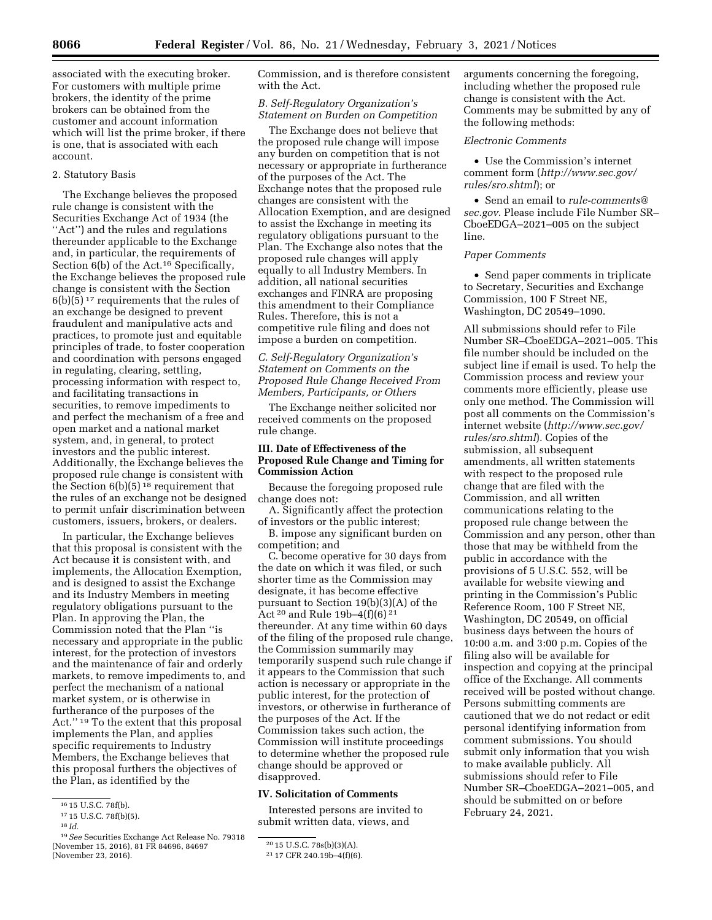associated with the executing broker. For customers with multiple prime brokers, the identity of the prime brokers can be obtained from the customer and account information which will list the prime broker, if there is one, that is associated with each account.

2. Statutory Basis

The Exchange believes the proposed rule change is consistent with the Securities Exchange Act of 1934 (the ''Act'') and the rules and regulations thereunder applicable to the Exchange and, in particular, the requirements of Section 6(b) of the Act.[16] Specifically, the Exchange believes the proposed rule change is consistent with the Section 6(b)(5)[17] requirements that the rules of an exchange be designed to prevent fraudulent and manipulative acts and practices, to promote just and equitable principles of trade, to foster cooperation and coordination with persons engaged in regulating, clearing, settling, processing information with respect to, and facilitating transactions in securities, to remove impediments to and perfect the mechanism of a free and open market and a national market system, and, in general, to protect investors and the public interest. Additionally, the Exchange believes the proposed rule change is consistent with the Section 6(b)(5)[18] requirement that the rules of an exchange not be designed to permit unfair discrimination between customers, issuers, brokers, or dealers.

In particular, the Exchange believes that this proposal is consistent with the Act because it is consistent with, and implements, the Allocation Exemption, and is designed to assist the Exchange and its Industry Members in meeting regulatory obligations pursuant to the Plan. In approving the Plan, the Commission noted that the Plan ''is necessary and appropriate in the public interest, for the protection of investors and the maintenance of fair and orderly markets, to remove impediments to, and perfect the mechanism of a national market system, or is otherwise in furtherance of the purposes of the Act.''[19] To the extent that this proposal implements the Plan, and applies specific requirements to Industry Members, the Exchange believes that this proposal furthers the objectives of the Plan, as identified by the Commission, and is therefore consistent with the Act.

*B. Self-Regulatory Organization's Statement on Burden on Competition*

The Exchange does not believe that the proposed rule change will impose any burden on competition that is not necessary or appropriate in furtherance of the purposes of the Act. The Exchange notes that the proposed rule changes are consistent with the Allocation Exemption, and are designed to assist the Exchange in meeting its regulatory obligations pursuant to the Plan. The Exchange also notes that the proposed rule changes will apply equally to all Industry Members. In addition, all national securities exchanges and FINRA are proposing this amendment to their Compliance Rules. Therefore, this is not a competitive rule filing and does not impose a burden on competition.

*C. Self-Regulatory Organization's Statement on Comments on the Proposed Rule Change Received From Members, Participants, or Others*

The Exchange neither solicited nor received comments on the proposed rule change.

**III. Date of Effectiveness of the Proposed Rule Change and Timing for Commission Action**

Because the foregoing proposed rule change does not:

A. Significantly affect the protection of investors or the public interest;

B. impose any significant burden on competition; and

C. become operative for 30 days from the date on which it was filed, or such shorter time as the Commission may designate, it has become effective pursuant to Section 19(b)(3)(A) of the Act[20] and Rule 19b–4(f)(6)[21] thereunder. At any time within 60 days of the filing of the proposed rule change, the Commission summarily may temporarily suspend such rule change if it appears to the Commission that such action is necessary or appropriate in the public interest, for the protection of investors, or otherwise in furtherance of the purposes of the Act. If the Commission takes such action, the Commission will institute proceedings to determine whether the proposed rule change should be approved or disapproved.

**IV. Solicitation of Comments**

Interested persons are invited to submit written data, views, and arguments concerning the foregoing, including whether the proposed rule change is consistent with the Act. Comments may be submitted by any of the following methods:

*Electronic Comments*

- Use the Commission's internet comment form (*http://www.sec.gov/rules/sro.shtml*); or
- Send an email to *rule-comments@sec.gov*. Please include File Number SR–CboeEDGA–2021–005 on the subject line.

*Paper Comments*

- Send paper comments in triplicate to Secretary, Securities and Exchange Commission, 100 F Street NE, Washington, DC 20549–1090.

All submissions should refer to File Number SR–CboeEDGA–2021–005. This file number should be included on the subject line if email is used. To help the Commission process and review your comments more efficiently, please use only one method. The Commission will post all comments on the Commission's internet website (*http://www.sec.gov/rules/sro.shtml*). Copies of the submission, all subsequent amendments, all written statements with respect to the proposed rule change that are filed with the Commission, and all written communications relating to the proposed rule change between the Commission and any person, other than those that may be withheld from the public in accordance with the provisions of 5 U.S.C. 552, will be available for website viewing and printing in the Commission's Public Reference Room, 100 F Street NE, Washington, DC 20549, on official business days between the hours of 10:00 a.m. and 3:00 p.m. Copies of the filing also will be available for inspection and copying at the principal office of the Exchange. All comments received will be posted without change. Persons submitting comments are cautioned that we do not redact or edit personal identifying information from comment submissions. You should submit only information that you wish to make available publicly. All submissions should refer to File Number SR–CboeEDGA–2021–005, and should be submitted on or before February 24, 2021.

---

[16] 15 U.S.C. 78f(b).

[17] 15 U.S.C. 78f(b)(5).

[18] *Id.*

[19] *See* Securities Exchange Act Release No. 79318 (November 15, 2016), 81 FR 84696, 84697 (November 23, 2016).

[20] 15 U.S.C. 78s(b)(3)(A).

[21] 17 CFR 240.19b–4(f)(6).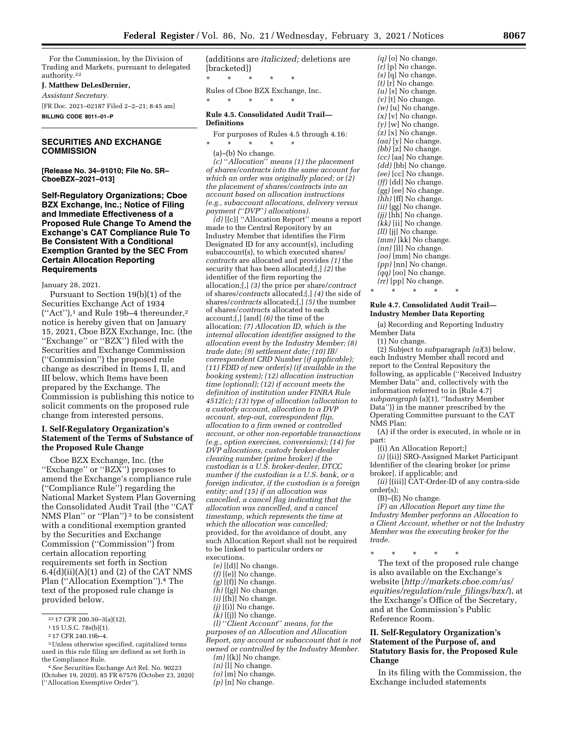For the Commission, by the Division of Trading and Markets, pursuant to delegated authority.[22]

**J. Matthew DeLesDernier,**

*Assistant Secretary.*

[FR Doc. 2021–02187 Filed 2–2–21; 8:45 am]

**BILLING CODE 8011–01–P**

## SECURITIES AND EXCHANGE COMMISSION

**[Release No. 34–91010; File No. SR–CboeBZX–2021–013]**

## Self-Regulatory Organizations; Cboe BZX Exchange, Inc.; Notice of Filing and Immediate Effectiveness of a Proposed Rule Change To Amend the Exchange's CAT Compliance Rule To Be Consistent With a Conditional Exemption Granted by the SEC From Certain Allocation Reporting Requirements

January 28, 2021.

Pursuant to Section 19(b)(1) of the Securities Exchange Act of 1934 (''Act''),[1] and Rule 19b–4 thereunder,[2] notice is hereby given that on January 15, 2021, Cboe BZX Exchange, Inc. (the ''Exchange'' or ''BZX'') filed with the Securities and Exchange Commission (''Commission'') the proposed rule change as described in Items I, II, and III below, which Items have been prepared by the Exchange. The Commission is publishing this notice to solicit comments on the proposed rule change from interested persons.

### I. Self-Regulatory Organization's Statement of the Terms of Substance of the Proposed Rule Change

Cboe BZX Exchange, Inc. (the ''Exchange'' or ''BZX'') proposes to amend the Exchange's compliance rule (''Compliance Rule'') regarding the National Market System Plan Governing the Consolidated Audit Trail (the ''CAT NMS Plan'' or ''Plan'')[3] to be consistent with a conditional exemption granted by the Securities and Exchange Commission (''Commission'') from certain allocation reporting requirements set forth in Section 6.4(d)(ii)(A)(1) and (2) of the CAT NMS Plan (''Allocation Exemption'').[4] The text of the proposed rule change is provided below.

[22] 17 CFR 200.30–3(a)(12).

[1] 15 U.S.C. 78s(b)(1).

[2] 17 CFR 240.19b–4.

[3] Unless otherwise specified, capitalized terms used in this rule filing are defined as set forth in the Compliance Rule.

[4] *See* Securities Exchange Act Rel. No. 90223 (October 19, 2020), 85 FR 67576 (October 23, 2020) (''Allocation Exemptive Order'').

(additions are *italicized;* deletions are [bracketed])

\* \* \* \* \*

Rules of Cboe BZX Exchange, Inc.

\* \* \* \* \*

**Rule 4.5. Consolidated Audit Trail—Definitions**

For purposes of Rules 4.5 through 4.16:

\* \* \* \* \*

(a)–(b) No change.

*(c) ''Allocation'' means (1) the placement of shares/contracts into the same account for which an order was originally placed; or (2) the placement of shares/contracts into an account based on allocation instructions (e.g., subaccount allocations, delivery versus payment (''DVP'') allocations).*

*(d)* [(c)] ''Allocation Report'' means a report made to the Central Repository by an Industry Member that identifies the Firm Designated ID for any account(s), including subaccount(s), to which executed shares/*contracts* are allocated and provides *(1)* the security that has been allocated*;*[,] *(2)* the identifier of the firm reporting the allocation*;*[,] *(3)* the price per share/*contract* of shares/*contracts* allocated*;*[,] *(4)* the side of shares/*contracts* allocated*;*[,] *(5)* the number of shares/*contracts* allocated to each account*;*[,] [and] *(6)* the time of the allocation; *(7) Allocation ID, which is the internal allocation identifier assigned to the allocation event by the Industry Member; (8) trade date; (9) settlement date; (10) IB/correspondent CRD Number (if applicable); (11) FDID of new order(s) (if available in the booking system); (12) allocation instruction time (optional); (12) if account meets the definition of institution under FINRA Rule 4512(c); (13) type of allocation (allocation to a custody account, allocation to a DVP account, step-out, correspondent flip, allocation to a firm owned or controlled account, or other non-reportable transactions (e.g., option exercises, conversions); (14) for DVP allocations, custody broker-dealer clearing number (prime broker) if the custodian is a U.S. broker-dealer, DTCC number if the custodian is a U.S. bank, or a foreign indicator, if the custodian is a foreign entity; and (15) if an allocation was cancelled, a cancel flag indicating that the allocation was cancelled, and a cancel timestamp, which represents the time at which the allocation was cancelled;* provided, for the avoidance of doubt, any such Allocation Report shall not be required to be linked to particular orders or executions.

*(e)* [(d)] No change.
*(f)* [(e)] No change.
*(g)* [(f)] No change.
*(h)* [(g)] No change.
*(i)* [(h)] No change.
*(j)* [(i)] No change.
*(k)* [(j)] No change.

*(l) ''Client Account'' means, for the purposes of an Allocation and Allocation Report, any account or subaccount that is not owned or controlled by the Industry Member.*

*(m)* [(k)] No change.
*(n)* [l] No change.
*(o)* [m] No change.
*(p)* [n] No change.
*(q)* [o] No change.
*(r)* [p] No change.
*(s)* [q] No change.
*(t)* [r] No change.
*(u)* [s] No change.
*(v)* [t] No change.
*(w)* [u] No change.
*(x)* [v] No change.
*(y)* [w] No change.
*(z)* [x] No change.
*(aa)* [y] No change.
*(bb)* [z] No change.
*(cc)* [aa] No change.
*(dd)* [bb] No change.
*(ee)* [cc] No change.
*(ff)* [dd] No change.
*(gg)* [ee] No change.
*(hh)* [ff] No change.
*(ii)* [gg] No change.
*(jj)* [hh] No change.
*(kk)* [ii] No change.
*(ll)* [jj] No change.
*(mm)* [kk] No change.
*(nn)* [ll] No change.
*(oo)* [mm] No change.
*(pp)* [nn] No change.
*(qq)* [oo] No change.
*(rr)* [pp] No change.

\* \* \* \* \*

**Rule 4.7. Consolidated Audit Trail—Industry Member Data Reporting**

(a) Recording and Reporting Industry Member Data

(1) No change.

(2) Subject to *sub*paragraph *(a)*(3) below, each Industry Member shall record and report to the Central Repository the following, as applicable (''Received Industry Member Data'' and, collectively with the information referred to in [Rule 4.7] *subparagraph* (a)(1), ''Industry Member Data'')) in the manner prescribed by the Operating Committee pursuant to the CAT NMS Plan:

(A) if the order is executed, in whole or in part:

[(i) An Allocation Report;]

*(i)* [(ii)] SRO-Assigned Market Participant Identifier of the clearing broker [or prime broker], if applicable; and

*(ii)* [(iii)] CAT-Order-ID of any contra-side order(s);

(B)–(E) No change.

*(F) an Allocation Report any time the Industry Member performs an Allocation to a Client Account, whether or not the Industry Member was the executing broker for the trade.*

\* \* \* \* \*

The text of the proposed rule change is also available on the Exchange's website (*http://markets.cboe.com/us/equities/regulation/rule_filings/bzx/*), at the Exchange's Office of the Secretary, and at the Commission's Public Reference Room.

### II. Self-Regulatory Organization's Statement of the Purpose of, and Statutory Basis for, the Proposed Rule Change

In its filing with the Commission, the Exchange included statements